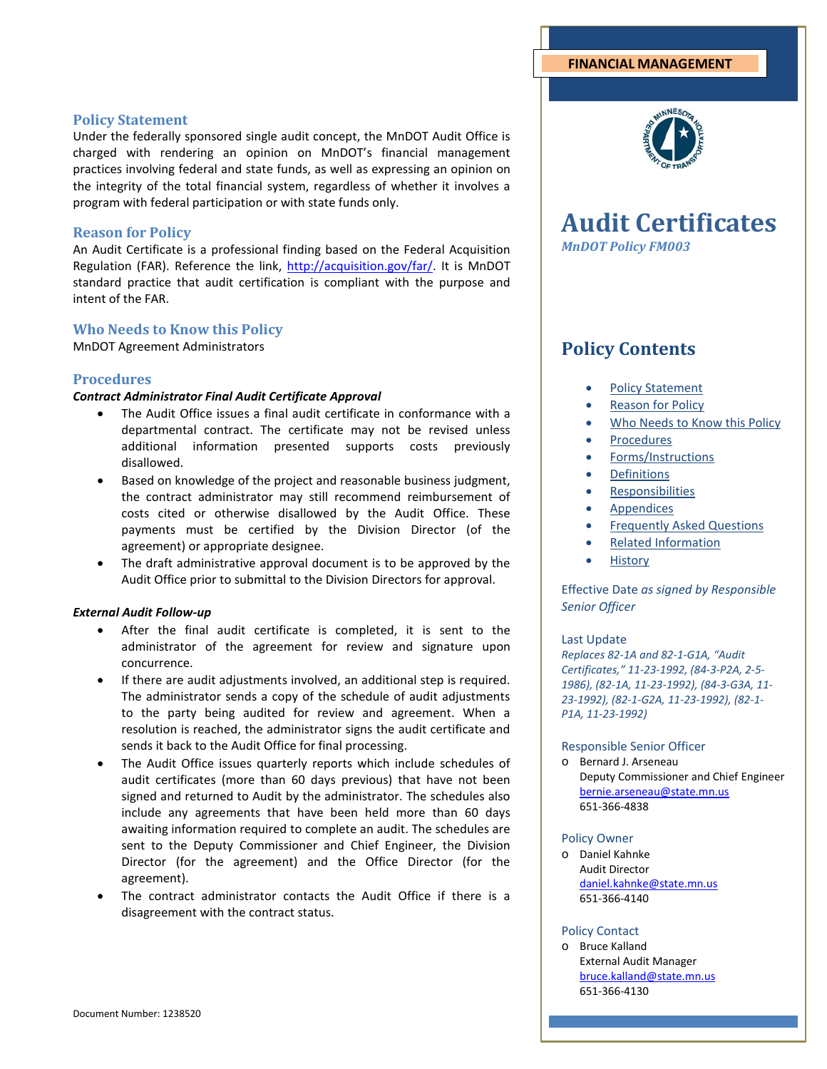FINANCIAL MANAGEMENT

# Audit Certificates

*MnDOT Policy FM003*

## Policy Contents

- Policy Statement
- Reason for Policy
- Who Needs to Know this Policy
- Procedures
- Forms/Instructions
- Definitions
- Responsibilities
- Appendices
- Frequently Asked Questions
- Related Information
- History

Effective Date *as signed by Responsible Senior Officer*

Last Update

*Replaces 82-1A and 82-1-G1A, "Audit Certificates," 11-23-1992, (84-3-P2A, 2-5-1986), (82-1A, 11-23-1992), (84-3-G3A, 11-23-1992), (82-1-G2A, 11-23-1992), (82-1-P1A, 11-23-1992)*

Responsible Senior Officer

- Bernard J. Arseneau
  Deputy Commissioner and Chief Engineer
  bernie.arseneau@state.mn.us
  651-366-4838

Policy Owner

- Daniel Kahnke
  Audit Director
  daniel.kahnke@state.mn.us
  651-366-4140

Policy Contact

- Bruce Kalland
  External Audit Manager
  bruce.kalland@state.mn.us
  651-366-4130

## Policy Statement

Under the federally sponsored single audit concept, the MnDOT Audit Office is charged with rendering an opinion on MnDOT's financial management practices involving federal and state funds, as well as expressing an opinion on the integrity of the total financial system, regardless of whether it involves a program with federal participation or with state funds only.

## Reason for Policy

An Audit Certificate is a professional finding based on the Federal Acquisition Regulation (FAR). Reference the link, http://acquisition.gov/far/. It is MnDOT standard practice that audit certification is compliant with the purpose and intent of the FAR.

## Who Needs to Know this Policy

MnDOT Agreement Administrators

## Procedures

***Contract Administrator Final Audit Certificate Approval***

- The Audit Office issues a final audit certificate in conformance with a departmental contract. The certificate may not be revised unless additional information presented supports costs previously disallowed.
- Based on knowledge of the project and reasonable business judgment, the contract administrator may still recommend reimbursement of costs cited or otherwise disallowed by the Audit Office. These payments must be certified by the Division Director (of the agreement) or appropriate designee.
- The draft administrative approval document is to be approved by the Audit Office prior to submittal to the Division Directors for approval.

***External Audit Follow-up***

- After the final audit certificate is completed, it is sent to the administrator of the agreement for review and signature upon concurrence.
- If there are audit adjustments involved, an additional step is required. The administrator sends a copy of the schedule of audit adjustments to the party being audited for review and agreement. When a resolution is reached, the administrator signs the audit certificate and sends it back to the Audit Office for final processing.
- The Audit Office issues quarterly reports which include schedules of audit certificates (more than 60 days previous) that have not been signed and returned to Audit by the administrator. The schedules also include any agreements that have been held more than 60 days awaiting information required to complete an audit. The schedules are sent to the Deputy Commissioner and Chief Engineer, the Division Director (for the agreement) and the Office Director (for the agreement).
- The contract administrator contacts the Audit Office if there is a disagreement with the contract status.

Document Number: 1238520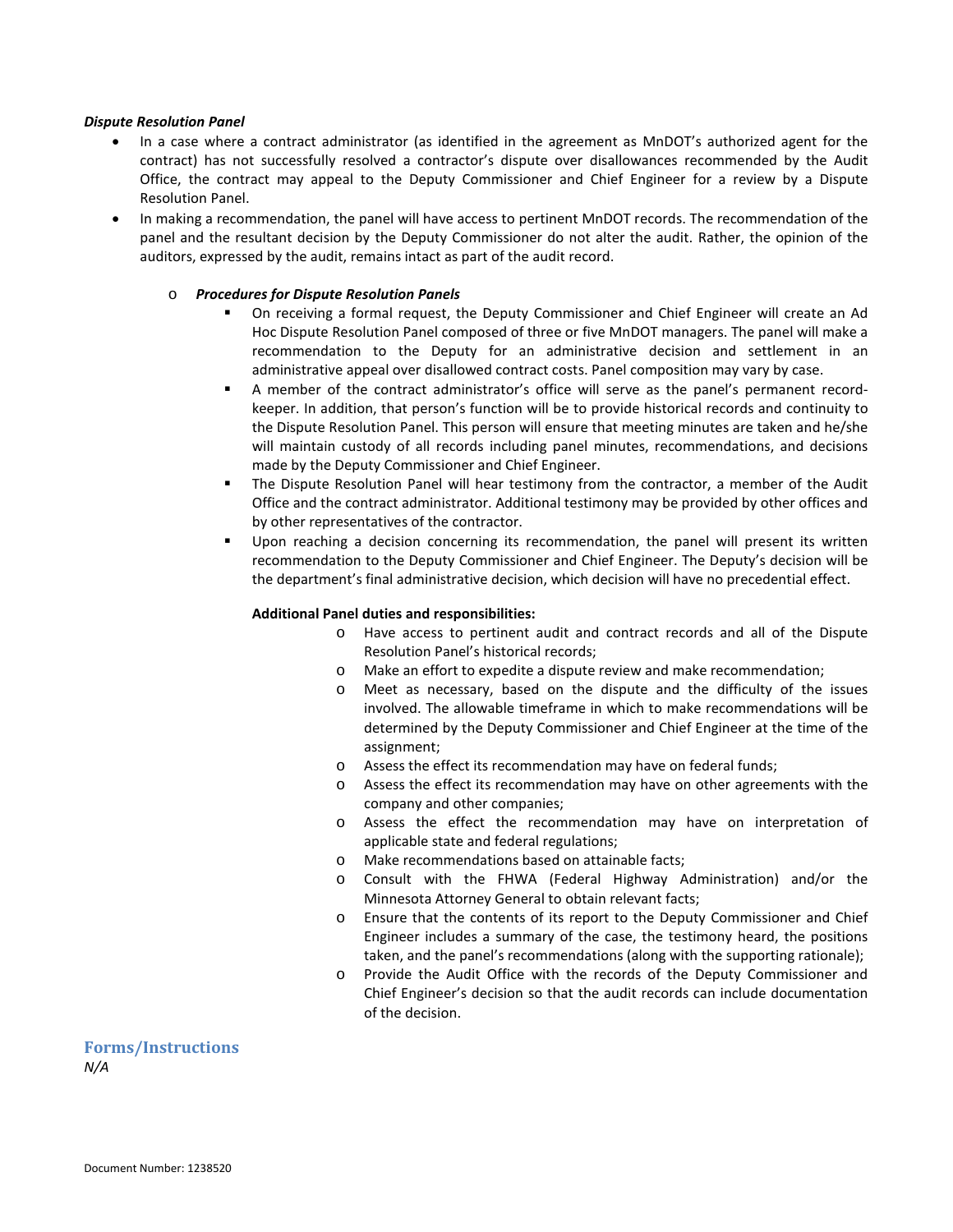***Dispute Resolution Panel***

- In a case where a contract administrator (as identified in the agreement as MnDOT's authorized agent for the contract) has not successfully resolved a contractor's dispute over disallowances recommended by the Audit Office, the contract may appeal to the Deputy Commissioner and Chief Engineer for a review by a Dispute Resolution Panel.
- In making a recommendation, the panel will have access to pertinent MnDOT records. The recommendation of the panel and the resultant decision by the Deputy Commissioner do not alter the audit. Rather, the opinion of the auditors, expressed by the audit, remains intact as part of the audit record.
  - ***Procedures for Dispute Resolution Panels***
    - On receiving a formal request, the Deputy Commissioner and Chief Engineer will create an Ad Hoc Dispute Resolution Panel composed of three or five MnDOT managers. The panel will make a recommendation to the Deputy for an administrative decision and settlement in an administrative appeal over disallowed contract costs. Panel composition may vary by case.
    - A member of the contract administrator's office will serve as the panel's permanent record-keeper. In addition, that person's function will be to provide historical records and continuity to the Dispute Resolution Panel. This person will ensure that meeting minutes are taken and he/she will maintain custody of all records including panel minutes, recommendations, and decisions made by the Deputy Commissioner and Chief Engineer.
    - The Dispute Resolution Panel will hear testimony from the contractor, a member of the Audit Office and the contract administrator. Additional testimony may be provided by other offices and by other representatives of the contractor.
    - Upon reaching a decision concerning its recommendation, the panel will present its written recommendation to the Deputy Commissioner and Chief Engineer. The Deputy's decision will be the department's final administrative decision, which decision will have no precedential effect.

      **Additional Panel duties and responsibilities:**

      - Have access to pertinent audit and contract records and all of the Dispute Resolution Panel's historical records;
      - Make an effort to expedite a dispute review and make recommendation;
      - Meet as necessary, based on the dispute and the difficulty of the issues involved. The allowable timeframe in which to make recommendations will be determined by the Deputy Commissioner and Chief Engineer at the time of the assignment;
      - Assess the effect its recommendation may have on federal funds;
      - Assess the effect its recommendation may have on other agreements with the company and other companies;
      - Assess the effect the recommendation may have on interpretation of applicable state and federal regulations;
      - Make recommendations based on attainable facts;
      - Consult with the FHWA (Federal Highway Administration) and/or the Minnesota Attorney General to obtain relevant facts;
      - Ensure that the contents of its report to the Deputy Commissioner and Chief Engineer includes a summary of the case, the testimony heard, the positions taken, and the panel's recommendations (along with the supporting rationale);
      - Provide the Audit Office with the records of the Deputy Commissioner and Chief Engineer's decision so that the audit records can include documentation of the decision.

## Forms/Instructions

*N/A*

Document Number: 1238520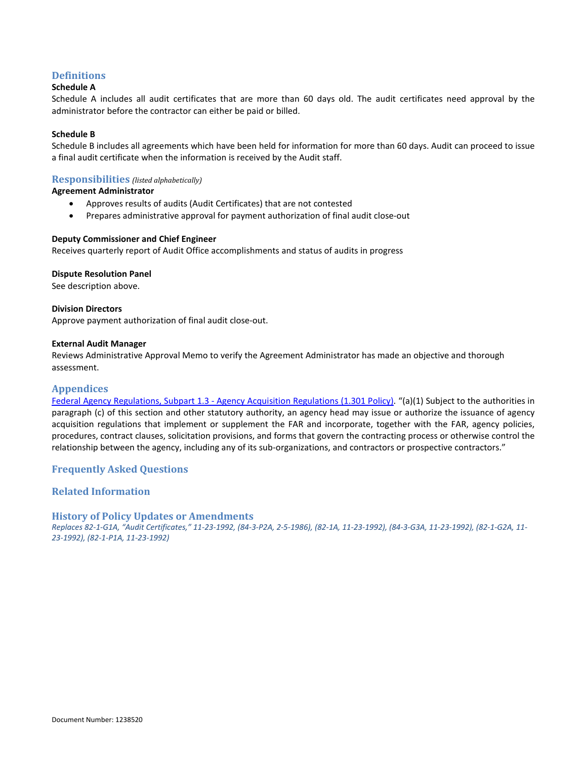## Definitions

**Schedule A**

Schedule A includes all audit certificates that are more than 60 days old. The audit certificates need approval by the administrator before the contractor can either be paid or billed.

**Schedule B**

Schedule B includes all agreements which have been held for information for more than 60 days. Audit can proceed to issue a final audit certificate when the information is received by the Audit staff.

## Responsibilities *(listed alphabetically)*

**Agreement Administrator**

- Approves results of audits (Audit Certificates) that are not contested
- Prepares administrative approval for payment authorization of final audit close-out

**Deputy Commissioner and Chief Engineer**

Receives quarterly report of Audit Office accomplishments and status of audits in progress

**Dispute Resolution Panel**

See description above.

**Division Directors**

Approve payment authorization of final audit close-out.

**External Audit Manager**

Reviews Administrative Approval Memo to verify the Agreement Administrator has made an objective and thorough assessment.

## Appendices

Federal Agency Regulations, Subpart 1.3 - Agency Acquisition Regulations (1.301 Policy). "(a)(1) Subject to the authorities in paragraph (c) of this section and other statutory authority, an agency head may issue or authorize the issuance of agency acquisition regulations that implement or supplement the FAR and incorporate, together with the FAR, agency policies, procedures, contract clauses, solicitation provisions, and forms that govern the contracting process or otherwise control the relationship between the agency, including any of its sub-organizations, and contractors or prospective contractors."

## Frequently Asked Questions

## Related Information

## History of Policy Updates or Amendments

*Replaces 82-1-G1A, "Audit Certificates," 11-23-1992, (84-3-P2A, 2-5-1986), (82-1A, 11-23-1992), (84-3-G3A, 11-23-1992), (82-1-G2A, 11-23-1992), (82-1-P1A, 11-23-1992)*

Document Number: 1238520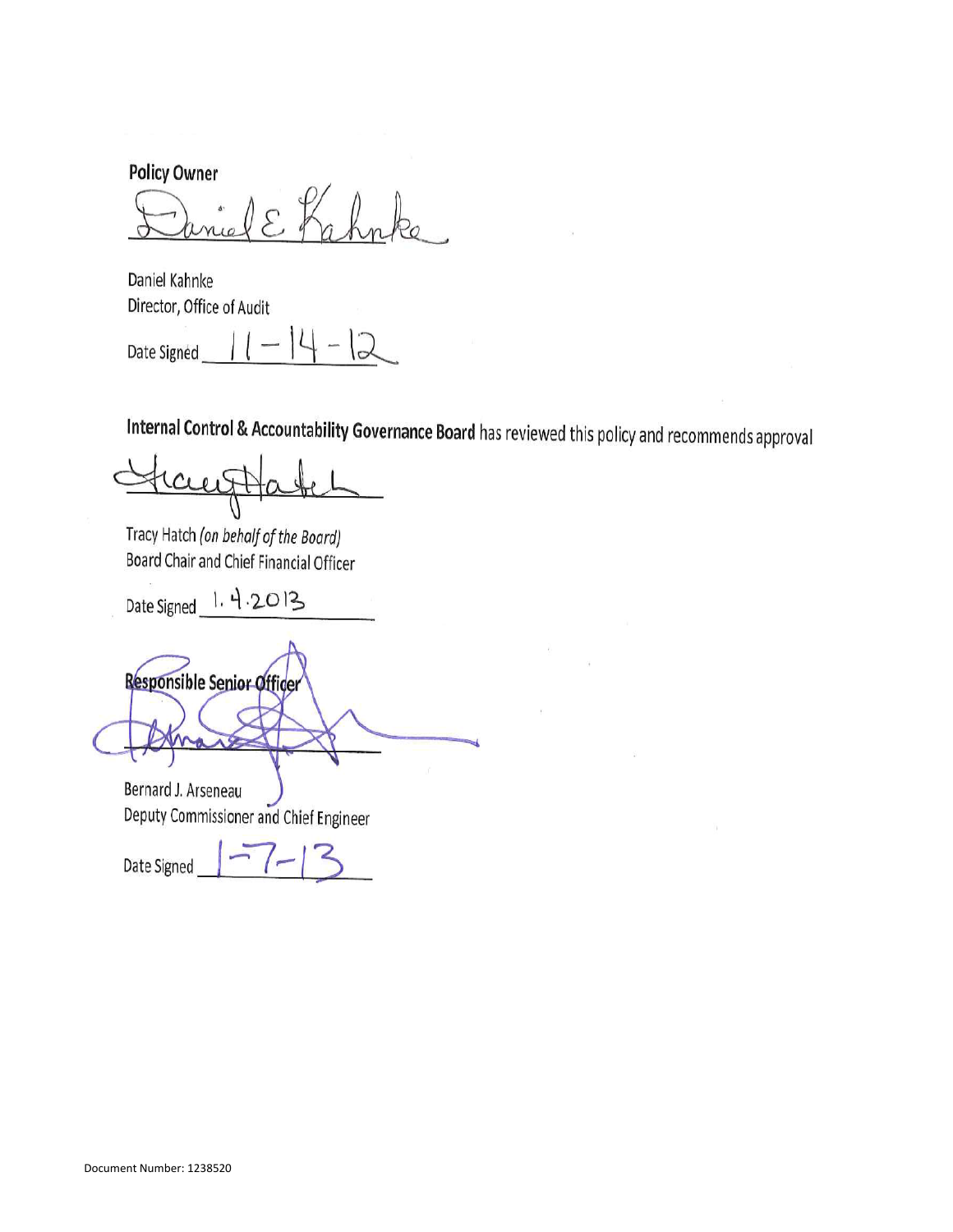**Policy Owner**

Daniel E Kahnke

Daniel Kahnke
Director, Office of Audit

Date Signed 11-14-12

**Internal Control & Accountability Governance Board** has reviewed this policy and recommends approval

Tracy Hatch

Tracy Hatch *(on behalf of the Board)*
Board Chair and Chief Financial Officer

Date Signed 1.4.2013

**Responsible Senior Officer**

Bernard J. Arseneau
Deputy Commissioner and Chief Engineer

Date Signed 1-7-13

Document Number: 1238520